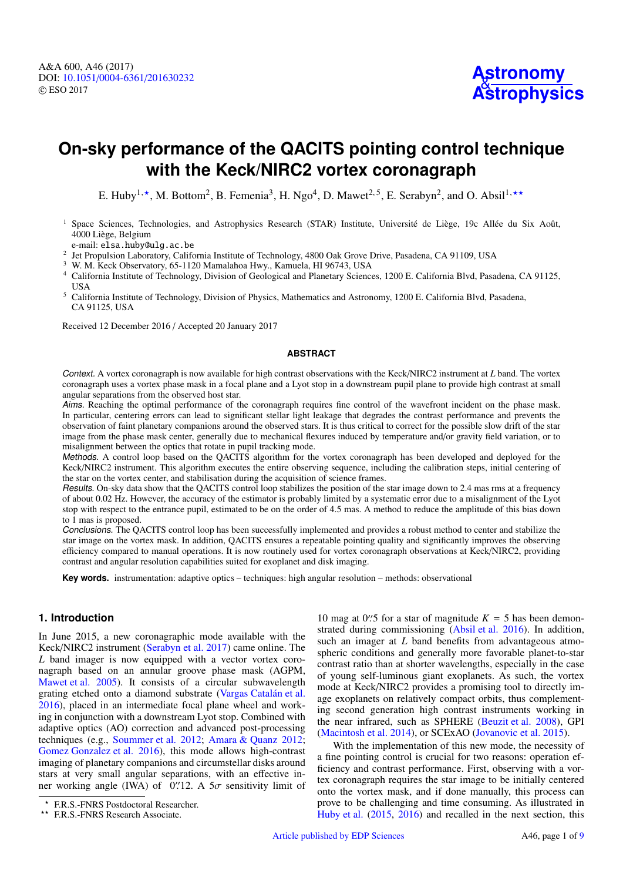# On-sky performance of the QACITS pointing control technique with the Keck/NIRC2 vortex coronagraph

E. Huby[1,⋆], M. Bottom[2], B. Femenia[3], H. Ngo[4], D. Mawet[2,5], E. Serabyn[2], and O. Absil[1,⋆⋆]

[1] Space Sciences, Technologies, and Astrophysics Research (STAR) Institute, Université de Liège, 19c Allée du Six Août, 4000 Liège, Belgium
e-mail: elsa.huby@ulg.ac.be

[2] Jet Propulsion Laboratory, California Institute of Technology, 4800 Oak Grove Drive, Pasadena, CA 91109, USA

[3] W. M. Keck Observatory, 65-1120 Mamalahoa Hwy., Kamuela, HI 96743, USA

[4] California Institute of Technology, Division of Geological and Planetary Sciences, 1200 E. California Blvd, Pasadena, CA 91125, USA

[5] California Institute of Technology, Division of Physics, Mathematics and Astronomy, 1200 E. California Blvd, Pasadena, CA 91125, USA

Received 12 December 2016 / Accepted 20 January 2017

## ABSTRACT

*Context.* A vortex coronagraph is now available for high contrast observations with the Keck/NIRC2 instrument at $L$ band. The vortex coronagraph uses a vortex phase mask in a focal plane and a Lyot stop in a downstream pupil plane to provide high contrast at small angular separations from the observed host star.

*Aims.* Reaching the optimal performance of the coronagraph requires fine control of the wavefront incident on the phase mask. In particular, centering errors can lead to significant stellar light leakage that degrades the contrast performance and prevents the observation of faint planetary companions around the observed stars. It is thus critical to correct for the possible slow drift of the star image from the phase mask center, generally due to mechanical flexures induced by temperature and/or gravity field variation, or to misalignment between the optics that rotate in pupil tracking mode.

*Methods.* A control loop based on the QACITS algorithm for the vortex coronagraph has been developed and deployed for the Keck/NIRC2 instrument. This algorithm executes the entire observing sequence, including the calibration steps, initial centering of the star on the vortex center, and stabilisation during the acquisition of science frames.

*Results.* On-sky data show that the QACITS control loop stabilizes the position of the star image down to 2.4 mas rms at a frequency of about 0.02 Hz. However, the accuracy of the estimator is probably limited by a systematic error due to a misalignment of the Lyot stop with respect to the entrance pupil, estimated to be on the order of 4.5 mas. A method to reduce the amplitude of this bias down to 1 mas is proposed.

*Conclusions.* The QACITS control loop has been successfully implemented and provides a robust method to center and stabilize the star image on the vortex mask. In addition, QACITS ensures a repeatable pointing quality and significantly improves the observing efficiency compared to manual operations. It is now routinely used for vortex coronagraph observations at Keck/NIRC2, providing contrast and angular resolution capabilities suited for exoplanet and disk imaging.

**Key words.** instrumentation: adaptive optics – techniques: high angular resolution – methods: observational

## 1. Introduction

In June 2015, a new coronagraphic mode available with the Keck/NIRC2 instrument (Serabyn et al. 2017) came online. The $L$ band imager is now equipped with a vector vortex coronagraph based on an annular groove phase mask (AGPM, Mawet et al. 2005). It consists of a circular subwavelength grating etched onto a diamond substrate (Vargas Catalán et al. 2016), placed in an intermediate focal plane wheel and working in conjunction with a downstream Lyot stop. Combined with adaptive optics (AO) correction and advanced post-processing techniques (e.g., Soummer et al. 2012; Amara & Quanz 2012; Gomez Gonzalez et al. 2016), this mode allows high-contrast imaging of planetary companions and circumstellar disks around stars at very small angular separations, with an effective inner working angle (IWA) of 0″.12. A $5\sigma$ sensitivity limit of 10 mag at 0″.5 for a star of magnitude $K = 5$ has been demonstrated during commissioning (Absil et al. 2016). In addition, such an imager at $L$ band benefits from advantageous atmospheric conditions and generally more favorable planet-to-star contrast ratio than at shorter wavelengths, especially in the case of young self-luminous giant exoplanets. As such, the vortex mode at Keck/NIRC2 provides a promising tool to directly image exoplanets on relatively compact orbits, thus complementing second generation high contrast instruments working in the near infrared, such as SPHERE (Beuzit et al. 2008), GPI (Macintosh et al. 2014), or SCExAO (Jovanovic et al. 2015).

With the implementation of this new mode, the necessity of a fine pointing control is crucial for two reasons: operation efficiency and contrast performance. First, observing with a vortex coronagraph requires the star image to be initially centered onto the vortex mask, and if done manually, this process can prove to be challenging and time consuming. As illustrated in Huby et al. (2015, 2016) and recalled in the next section, this

⋆ F.R.S.-FNRS Postdoctoral Researcher.

⋆⋆ F.R.S.-FNRS Research Associate.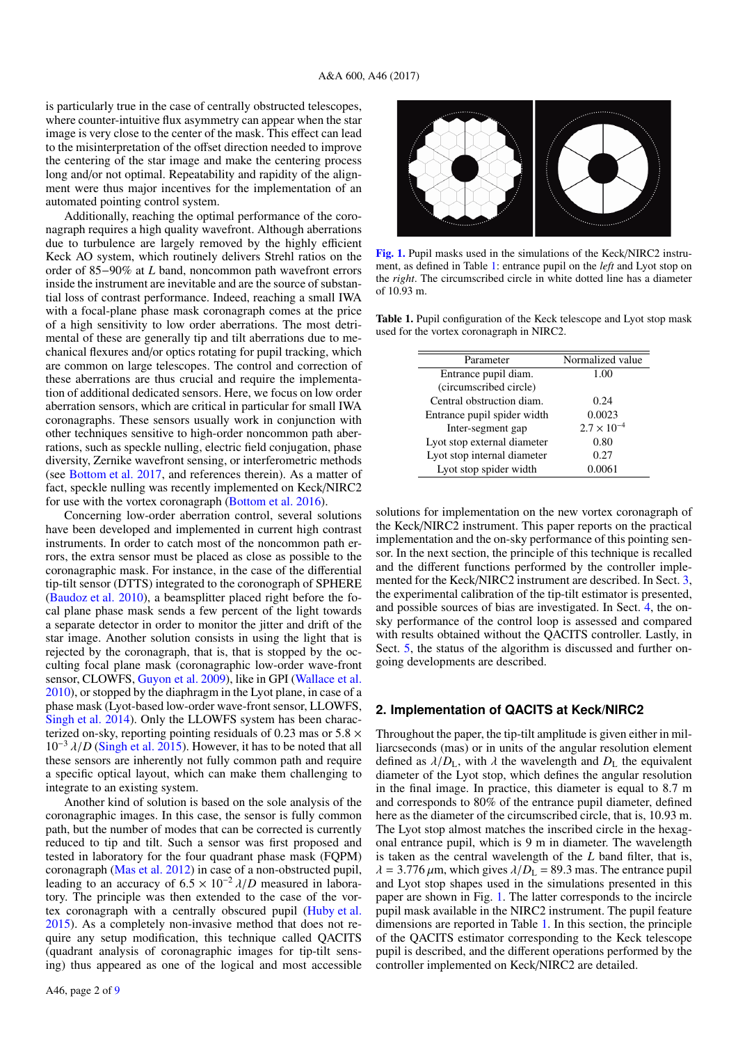is particularly true in the case of centrally obstructed telescopes, where counter-intuitive flux asymmetry can appear when the star image is very close to the center of the mask. This effect can lead to the misinterpretation of the offset direction needed to improve the centering of the star image and make the centering process long and/or not optimal. Repeatability and rapidity of the alignment were thus major incentives for the implementation of an automated pointing control system.

Additionally, reaching the optimal performance of the coronagraph requires a high quality wavefront. Although aberrations due to turbulence are largely removed by the highly efficient Keck AO system, which routinely delivers Strehl ratios on the order of 85−90% at $L$ band, noncommon path wavefront errors inside the instrument are inevitable and are the source of substantial loss of contrast performance. Indeed, reaching a small IWA with a focal-plane phase mask coronagraph comes at the price of a high sensitivity to low order aberrations. The most detrimental of these are generally tip and tilt aberrations due to mechanical flexures and/or optics rotating for pupil tracking, which are common on large telescopes. The control and correction of these aberrations are thus crucial and require the implementation of additional dedicated sensors. Here, we focus on low order aberration sensors, which are critical in particular for small IWA coronagraphs. These sensors usually work in conjunction with other techniques sensitive to high-order noncommon path aberrations, such as speckle nulling, electric field conjugation, phase diversity, Zernike wavefront sensing, or interferometric methods (see Bottom et al. 2017, and references therein). As a matter of fact, speckle nulling was recently implemented on Keck/NIRC2 for use with the vortex coronagraph (Bottom et al. 2016).

Concerning low-order aberration control, several solutions have been developed and implemented in current high contrast instruments. In order to catch most of the noncommon path errors, the extra sensor must be placed as close as possible to the coronagraphic mask. For instance, in the case of the differential tip-tilt sensor (DTTS) integrated to the coronograph of SPHERE (Baudoz et al. 2010), a beamsplitter placed right before the focal plane phase mask sends a few percent of the light towards a separate detector in order to monitor the jitter and drift of the star image. Another solution consists in using the light that is rejected by the coronagraph, that is, that is stopped by the occulting focal plane mask (coronagraphic low-order wave-front sensor, CLOWFS, Guyon et al. 2009), like in GPI (Wallace et al. 2010), or stopped by the diaphragm in the Lyot plane, in case of a phase mask (Lyot-based low-order wave-front sensor, LLOWFS, Singh et al. 2014). Only the LLOWFS system has been characterized on-sky, reporting pointing residuals of 0.23 mas or $5.8 \times 10^{-3}\,\lambda/D$ (Singh et al. 2015). However, it has to be noted that all these sensors are inherently not fully common path and require a specific optical layout, which can make them challenging to integrate to an existing system.

Another kind of solution is based on the sole analysis of the coronagraphic images. In this case, the sensor is fully common path, but the number of modes that can be corrected is currently reduced to tip and tilt. Such a sensor was first proposed and tested in laboratory for the four quadrant phase mask (FQPM) coronagraph (Mas et al. 2012) in case of a non-obstructed pupil, leading to an accuracy of $6.5 \times 10^{-2}\,\lambda/D$ measured in laboratory. The principle was then extended to the case of the vortex coronagraph with a centrally obscured pupil (Huby et al. 2015). As a completely non-invasive method that does not require any setup modification, this technique called QACITS (quadrant analysis of coronagraphic images for tip-tilt sensing) thus appeared as one of the logical and most accessible solutions for implementation on the new vortex coronagraph of the Keck/NIRC2 instrument. This paper reports on the practical implementation and the on-sky performance of this pointing sensor. In the next section, the principle of this technique is recalled and the different functions performed by the controller implemented for the Keck/NIRC2 instrument are described. In Sect. 3, the experimental calibration of the tip-tilt estimator is presented, and possible sources of bias are investigated. In Sect. 4, the on-sky performance of the control loop is assessed and compared with results obtained without the QACITS controller. Lastly, in Sect. 5, the status of the algorithm is discussed and further ongoing developments are described.

**Fig. 1.** Pupil masks used in the simulations of the Keck/NIRC2 instrument, as defined in Table 1: entrance pupil on the *left* and Lyot stop on the *right*. The circumscribed circle in white dotted line has a diameter of 10.93 m.

**Table 1.** Pupil configuration of the Keck telescope and Lyot stop mask used for the vortex coronagraph in NIRC2.

| Parameter | Normalized value |
|---|---|
| Entrance pupil diam. (circumscribed circle) | 1.00 |
| Central obstruction diam. | 0.24 |
| Entrance pupil spider width | 0.0023 |
| Inter-segment gap | $2.7 \times 10^{-4}$ |
| Lyot stop external diameter | 0.80 |
| Lyot stop internal diameter | 0.27 |
| Lyot stop spider width | 0.0061 |

## 2. Implementation of QACITS at Keck/NIRC2

Throughout the paper, the tip-tilt amplitude is given either in milliarcseconds (mas) or in units of the angular resolution element defined as $\lambda/D_L$, with $\lambda$ the wavelength and $D_L$ the equivalent diameter of the Lyot stop, which defines the angular resolution in the final image. In practice, this diameter is equal to 8.7 m and corresponds to 80% of the entrance pupil diameter, defined here as the diameter of the circumscribed circle, that is, 10.93 m. The Lyot stop almost matches the inscribed circle in the hexagonal entrance pupil, which is 9 m in diameter. The wavelength is taken as the central wavelength of the $L$ band filter, that is, $\lambda = 3.776\,\mu$m, which gives $\lambda/D_L = 89.3$ mas. The entrance pupil and Lyot stop shapes used in the simulations presented in this paper are shown in Fig. 1. The latter corresponds to the incircle pupil mask available in the NIRC2 instrument. The pupil feature dimensions are reported in Table 1. In this section, the principle of the QACITS estimator corresponding to the Keck telescope pupil is described, and the different operations performed by the controller implemented on Keck/NIRC2 are detailed.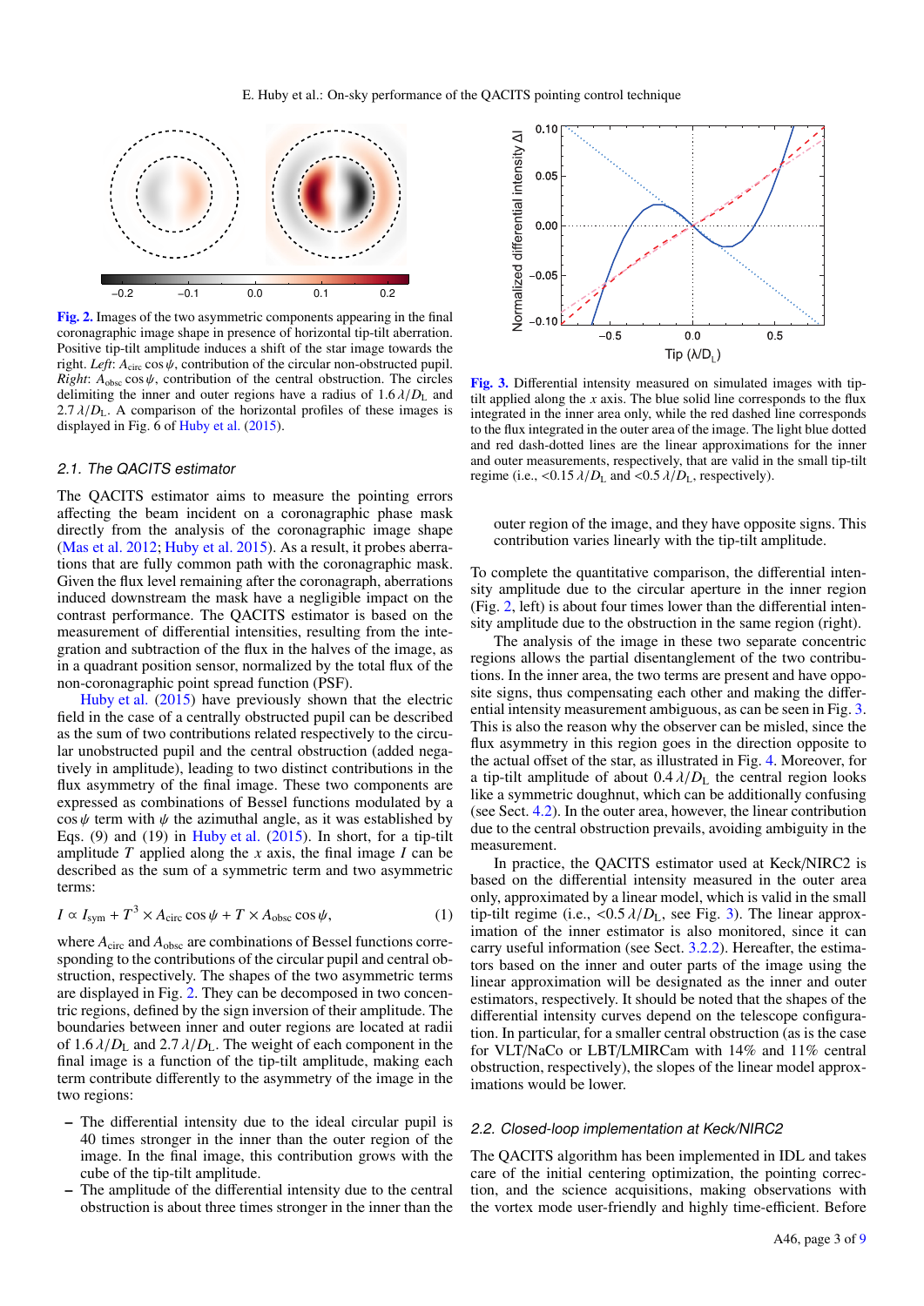Fig. 2. Images of the two asymmetric components appearing in the final coronagraphic image shape in presence of horizontal tip-tilt aberration. Positive tip-tilt amplitude induces a shift of the star image towards the right. *Left*: $A_{\rm circ} \cos\psi$, contribution of the circular non-obstructed pupil. *Right*: $A_{\rm obsc} \cos\psi$, contribution of the central obstruction. The circles delimiting the inner and outer regions have a radius of $1.6\,\lambda/D_{\rm L}$ and $2.7\,\lambda/D_{\rm L}$. A comparison of the horizontal profiles of these images is displayed in Fig. 6 of Huby et al. (2015).

### 2.1. The QACITS estimator

The QACITS estimator aims to measure the pointing errors affecting the beam incident on a coronagraphic phase mask directly from the analysis of the coronagraphic image shape (Mas et al. 2012; Huby et al. 2015). As a result, it probes aberrations that are fully common path with the coronagraphic mask. Given the flux level remaining after the coronagraph, aberrations induced downstream the mask have a negligible impact on the contrast performance. The QACITS estimator is based on the measurement of differential intensities, resulting from the integration and subtraction of the flux in the halves of the image, as in a quadrant position sensor, normalized by the total flux of the non-coronagraphic point spread function (PSF).

Huby et al. (2015) have previously shown that the electric field in the case of a centrally obstructed pupil can be described as the sum of two contributions related respectively to the circular unobstructed pupil and the central obstruction (added negatively in amplitude), leading to two distinct contributions in the flux asymmetry of the final image. These two components are expressed as combinations of Bessel functions modulated by a $\cos\psi$ term with $\psi$ the azimuthal angle, as it was established by Eqs. (9) and (19) in Huby et al. (2015). In short, for a tip-tilt amplitude $T$ applied along the $x$ axis, the final image $I$ can be described as the sum of a symmetric term and two asymmetric terms:

$$I \propto I_{\rm sym} + T^3 \times A_{\rm circ} \cos\psi + T \times A_{\rm obsc} \cos\psi, \tag{1}$$

where $A_{\rm circ}$ and $A_{\rm obsc}$ are combinations of Bessel functions corresponding to the contributions of the circular pupil and central obstruction, respectively. The shapes of the two asymmetric terms are displayed in Fig. 2. They can be decomposed in two concentric regions, defined by the sign inversion of their amplitude. The boundaries between inner and outer regions are located at radii of $1.6\,\lambda/D_{\rm L}$ and $2.7\,\lambda/D_{\rm L}$. The weight of each component in the final image is a function of the tip-tilt amplitude, making each term contribute differently to the asymmetry of the image in the two regions:

- The differential intensity due to the ideal circular pupil is 40 times stronger in the inner than the outer region of the image. In the final image, this contribution grows with the cube of the tip-tilt amplitude.
- The amplitude of the differential intensity due to the central obstruction is about three times stronger in the inner than the outer region of the image, and they have opposite signs. This contribution varies linearly with the tip-tilt amplitude.

Fig. 3. Differential intensity measured on simulated images with tip-tilt applied along the $x$ axis. The blue solid line corresponds to the flux integrated in the inner area only, while the red dashed line corresponds to the flux integrated in the outer area of the image. The light blue dotted and red dash-dotted lines are the linear approximations for the inner and outer measurements, respectively, that are valid in the small tip-tilt regime (i.e., $<0.15\,\lambda/D_{\rm L}$ and $<0.5\,\lambda/D_{\rm L}$, respectively).

To complete the quantitative comparison, the differential intensity amplitude due to the circular aperture in the inner region (Fig. 2, left) is about four times lower than the differential intensity amplitude due to the obstruction in the same region (right).

The analysis of the image in these two separate concentric regions allows the partial disentanglement of the two contributions. In the inner area, the two terms are present and have opposite signs, thus compensating each other and making the differential intensity measurement ambiguous, as can be seen in Fig. 3. This is also the reason why the observer can be misled, since the flux asymmetry in this region goes in the direction opposite to the actual offset of the star, as illustrated in Fig. 4. Moreover, for a tip-tilt amplitude of about $0.4\,\lambda/D_{\rm L}$ the central region looks like a symmetric doughnut, which can be additionally confusing (see Sect. 4.2). In the outer area, however, the linear contribution due to the central obstruction prevails, avoiding ambiguity in the measurement.

In practice, the QACITS estimator used at Keck/NIRC2 is based on the differential intensity measured in the outer area only, approximated by a linear model, which is valid in the small tip-tilt regime (i.e., $<0.5\,\lambda/D_{\rm L}$, see Fig. 3). The linear approximation of the inner estimator is also monitored, since it can carry useful information (see Sect. 3.2.2). Hereafter, the estimators based on the inner and outer parts of the image using the linear approximation will be designated as the inner and outer estimators, respectively. It should be noted that the shapes of the differential intensity curves depend on the telescope configuration. In particular, for a smaller central obstruction (as is the case for VLT/NaCo or LBT/LMIRCam with 14% and 11% central obstruction, respectively), the slopes of the linear model approximations would be lower.

### 2.2. Closed-loop implementation at Keck/NIRC2

The QACITS algorithm has been implemented in IDL and takes care of the initial centering optimization, the pointing correction, and the science acquisitions, making observations with the vortex mode user-friendly and highly time-efficient. Before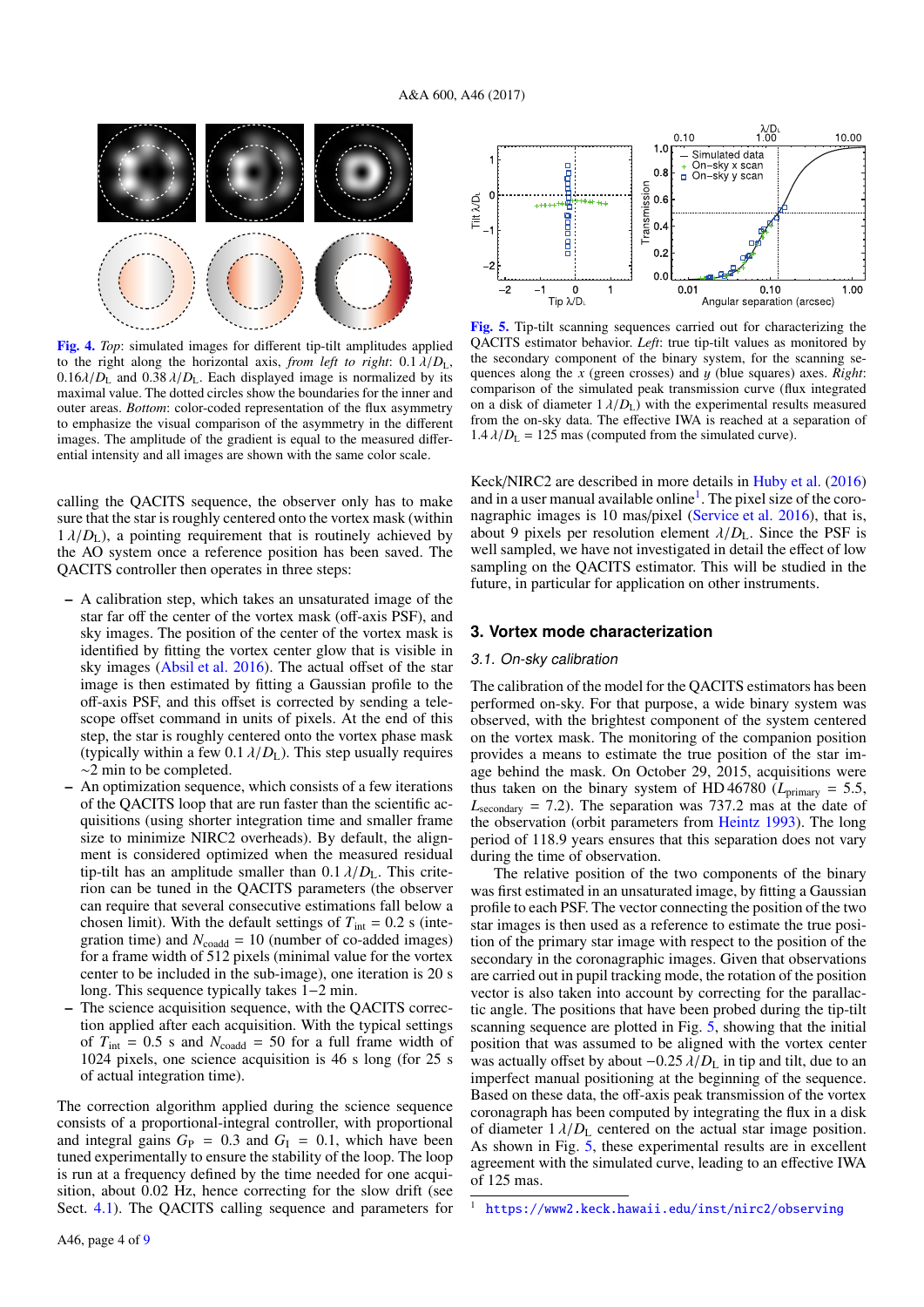**Fig. 4.** *Top*: simulated images for different tip-tilt amplitudes applied to the right along the horizontal axis, *from left to right*: $0.1\,\lambda/D_L$, $0.16\lambda/D_L$ and $0.38\,\lambda/D_L$. Each displayed image is normalized by its maximal value. The dotted circles show the boundaries for the inner and outer areas. *Bottom*: color-coded representation of the flux asymmetry to emphasize the visual comparison of the asymmetry in the different images. The amplitude of the gradient is equal to the measured differential intensity and all images are shown with the same color scale.

calling the QACITS sequence, the observer only has to make sure that the star is roughly centered onto the vortex mask (within $1\,\lambda/D_L$), a pointing requirement that is routinely achieved by the AO system once a reference position has been saved. The QACITS controller then operates in three steps:

– A calibration step, which takes an unsaturated image of the star far off the center of the vortex mask (off-axis PSF), and sky images. The position of the center of the vortex mask is identified by fitting the vortex center glow that is visible in sky images (Absil et al. 2016). The actual offset of the star image is then estimated by fitting a Gaussian profile to the off-axis PSF, and this offset is corrected by sending a telescope offset command in units of pixels. At the end of this step, the star is roughly centered onto the vortex phase mask (typically within a few $0.1\,\lambda/D_L$). This step usually requires $\sim$2 min to be completed.
– An optimization sequence, which consists of a few iterations of the QACITS loop that are run faster than the scientific acquisitions (using shorter integration time and smaller frame size to minimize NIRC2 overheads). By default, the alignment is considered optimized when the measured residual tip-tilt has an amplitude smaller than $0.1\,\lambda/D_L$. This criterion can be tuned in the QACITS parameters (the observer can require that several consecutive estimations fall below a chosen limit). With the default settings of $T_{\rm int} = 0.2$ s (integration time) and $N_{\rm coadd} = 10$ (number of co-added images) for a frame width of 512 pixels (minimal value for the vortex center to be included in the sub-image), one iteration is 20 s long. This sequence typically takes 1–2 min.
– The science acquisition sequence, with the QACITS correction applied after each acquisition. With the typical settings of $T_{\rm int} = 0.5$ s and $N_{\rm coadd} = 50$ for a full frame width of 1024 pixels, one science acquisition is 46 s long (for 25 s of actual integration time).

The correction algorithm applied during the science sequence consists of a proportional-integral controller, with proportional and integral gains $G_P = 0.3$ and $G_I = 0.1$, which have been tuned experimentally to ensure the stability of the loop. The loop is run at a frequency defined by the time needed for one acquisition, about 0.02 Hz, hence correcting for the slow drift (see Sect. 4.1). The QACITS calling sequence and parameters for Keck/NIRC2 are described in more details in Huby et al. (2016) and in a user manual available online[1]. The pixel size of the coronagraphic images is 10 mas/pixel (Service et al. 2016), that is, about 9 pixels per resolution element $\lambda/D_L$. Since the PSF is well sampled, we have not investigated in detail the effect of low sampling on the QACITS estimator. This will be studied in the future, in particular for application on other instruments.

**Fig. 5.** Tip-tilt scanning sequences carried out for characterizing the QACITS estimator behavior. *Left*: true tip-tilt values as monitored by the secondary component of the binary system, for the scanning sequences along the $x$ (green crosses) and $y$ (blue squares) axes. *Right*: comparison of the simulated peak transmission curve (flux integrated on a disk of diameter $1\,\lambda/D_L$) with the experimental results measured from the on-sky data. The effective IWA is reached at a separation of $1.4\,\lambda/D_L = 125$ mas (computed from the simulated curve).

## 3. Vortex mode characterization

### 3.1. On-sky calibration

The calibration of the model for the QACITS estimators has been performed on-sky. For that purpose, a wide binary system was observed, with the brightest component of the system centered on the vortex mask. The monitoring of the companion position provides a means to estimate the true position of the star image behind the mask. On October 29, 2015, acquisitions were thus taken on the binary system of HD 46780 ($L_{\rm primary} = 5.5$, $L_{\rm secondary} = 7.2$). The separation was 737.2 mas at the date of the observation (orbit parameters from Heintz 1993). The long period of 118.9 years ensures that this separation does not vary during the time of observation.

The relative position of the two components of the binary was first estimated in an unsaturated image, by fitting a Gaussian profile to each PSF. The vector connecting the position of the two star images is then used as a reference to estimate the true position of the primary star image with respect to the position of the secondary in the coronagraphic images. Given that observations are carried out in pupil tracking mode, the rotation of the position vector is also taken into account by correcting for the parallactic angle. The positions that have been probed during the tip-tilt scanning sequence are plotted in Fig. 5, showing that the initial position that was assumed to be aligned with the vortex center was actually offset by about $-0.25\,\lambda/D_L$ in tip and tilt, due to an imperfect manual positioning at the beginning of the sequence. Based on these data, the off-axis peak transmission of the vortex coronagraph has been computed by integrating the flux in a disk of diameter $1\,\lambda/D_L$ centered on the actual star image position. As shown in Fig. 5, these experimental results are in excellent agreement with the simulated curve, leading to an effective IWA of 125 mas.

[1] https://www2.keck.hawaii.edu/inst/nirc2/observing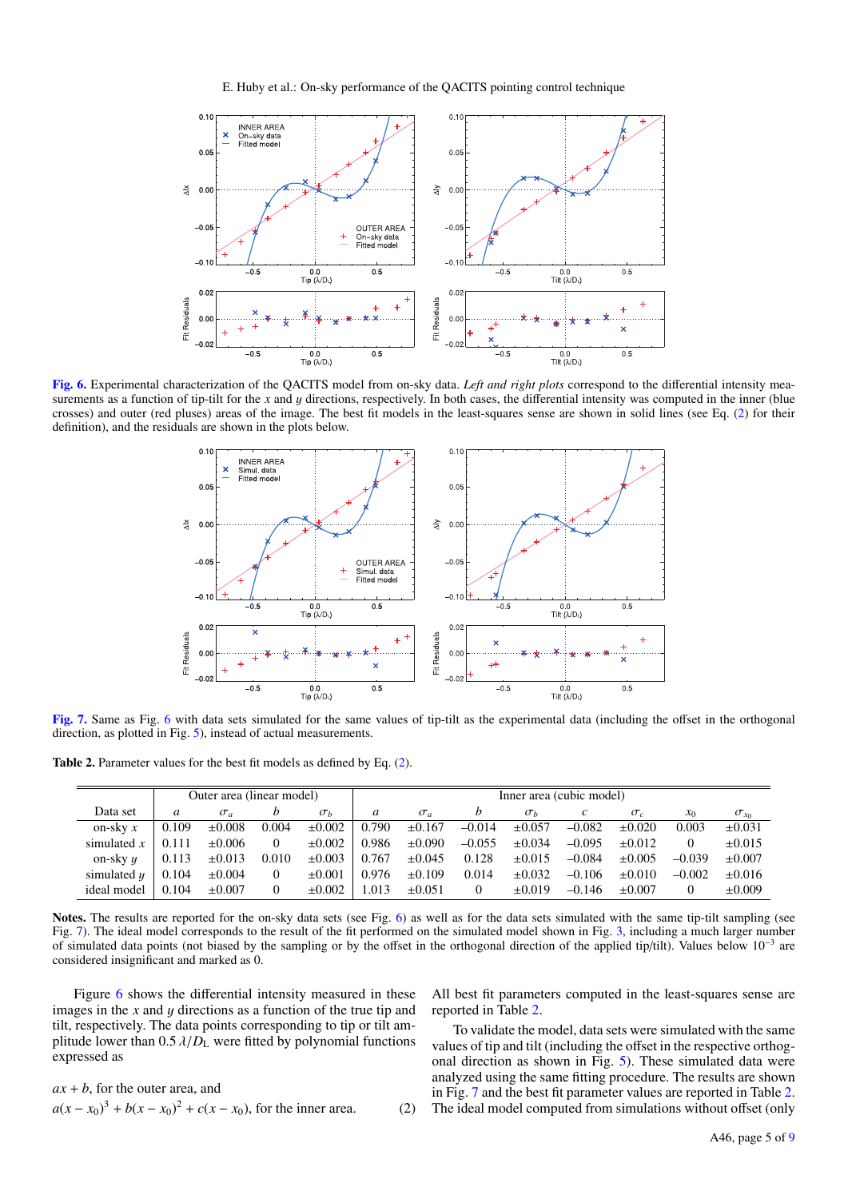**Fig. 6.** Experimental characterization of the QACITS model from on-sky data. *Left and right plots* correspond to the differential intensity measurements as a function of tip-tilt for the $x$ and $y$ directions, respectively. In both cases, the differential intensity was computed in the inner (blue crosses) and outer (red pluses) areas of the image. The best fit models in the least-squares sense are shown in solid lines (see Eq. (2) for their definition), and the residuals are shown in the plots below.

**Fig. 7.** Same as Fig. 6 with data sets simulated for the same values of tip-tilt as the experimental data (including the offset in the orthogonal direction, as plotted in Fig. 5), instead of actual measurements.

**Table 2.** Parameter values for the best fit models as defined by Eq. (2).

| Data set | Outer area (linear model) | | | | Inner area (cubic model) | | | | | | | |
|---|---|---|---|---|---|---|---|---|---|---|---|---|
| | $a$ | $\sigma_a$ | $b$ | $\sigma_b$ | $a$ | $\sigma_a$ | $b$ | $\sigma_b$ | $c$ | $\sigma_c$ | $x_0$ | $\sigma_{x_0}$ |
| on-sky $x$ | 0.109 | ±0.008 | 0.004 | ±0.002 | 0.790 | ±0.167 | −0.014 | ±0.057 | −0.082 | ±0.020 | 0.003 | ±0.031 |
| simulated $x$ | 0.111 | ±0.006 | 0 | ±0.002 | 0.986 | ±0.090 | −0.055 | ±0.034 | −0.095 | ±0.012 | 0 | ±0.015 |
| on-sky $y$ | 0.113 | ±0.013 | 0.010 | ±0.003 | 0.767 | ±0.045 | 0.128 | ±0.015 | −0.084 | ±0.005 | −0.039 | ±0.007 |
| simulated $y$ | 0.104 | ±0.004 | 0 | ±0.001 | 0.976 | ±0.109 | 0.014 | ±0.032 | −0.106 | ±0.010 | −0.002 | ±0.016 |
| ideal model | 0.104 | ±0.007 | 0 | ±0.002 | 1.013 | ±0.051 | 0 | ±0.019 | −0.146 | ±0.007 | 0 | ±0.009 |

**Notes.** The results are reported for the on-sky data sets (see Fig. 6) as well as for the data sets simulated with the same tip-tilt sampling (see Fig. 7). The ideal model corresponds to the result of the fit performed on the simulated model shown in Fig. 3, including a much larger number of simulated data points (not biased by the sampling or by the offset in the orthogonal direction of the applied tip/tilt). Values below $10^{-3}$ are considered insignificant and marked as 0.

Figure 6 shows the differential intensity measured in these images in the $x$ and $y$ directions as a function of the true tip and tilt, respectively. The data points corresponding to tip or tilt amplitude lower than $0.5\,\lambda/D_{\rm L}$ were fitted by polynomial functions expressed as

$$ax + b, \text{ for the outer area, and}$$
$$a(x - x_0)^3 + b(x - x_0)^2 + c(x - x_0), \text{ for the inner area.} \quad (2)$$

All best fit parameters computed in the least-squares sense are reported in Table 2.

To validate the model, data sets were simulated with the same values of tip and tilt (including the offset in the respective orthogonal direction as shown in Fig. 5). These simulated data were analyzed using the same fitting procedure. The results are shown in Fig. 7 and the best fit parameter values are reported in Table 2. The ideal model computed from simulations without offset (only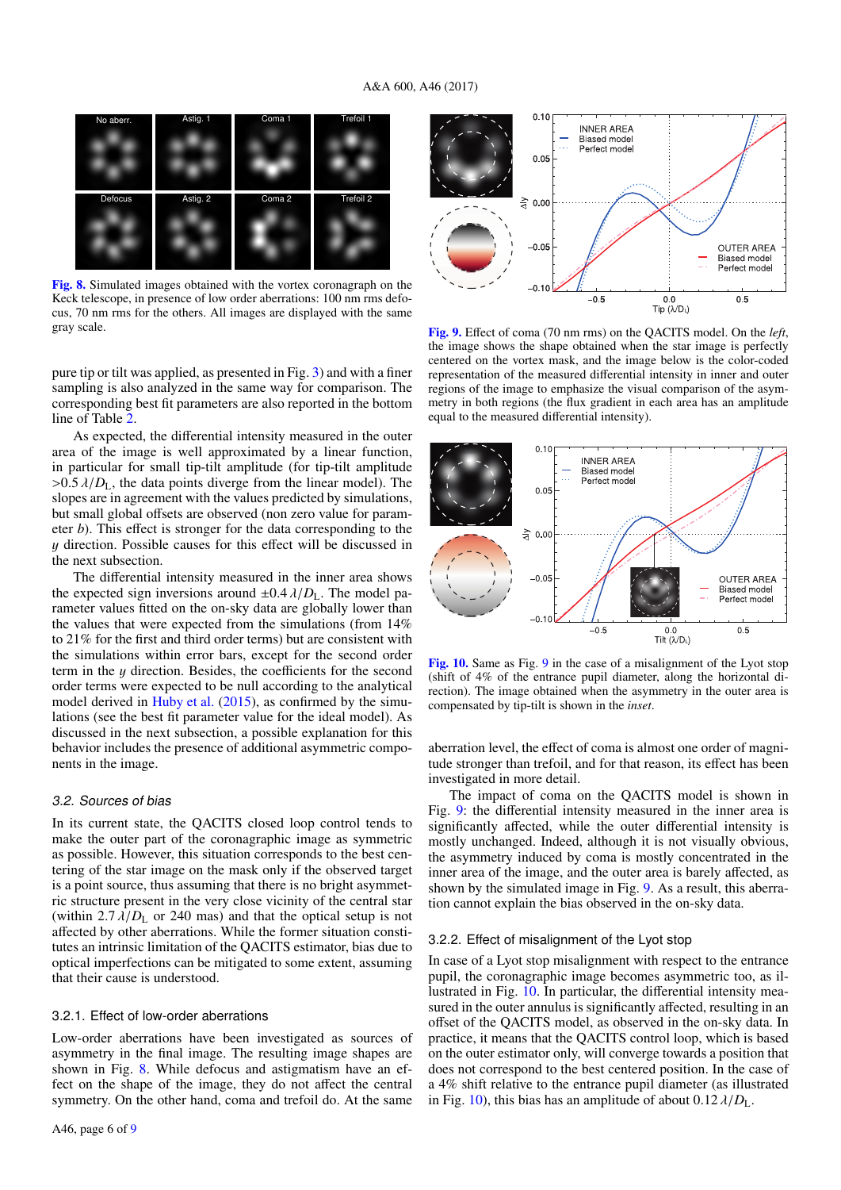**Fig. 8.** Simulated images obtained with the vortex coronagraph on the Keck telescope, in presence of low order aberrations: 100 nm rms defocus, 70 nm rms for the others. All images are displayed with the same gray scale.

**Fig. 9.** Effect of coma (70 nm rms) on the QACITS model. On the *left*, the image shows the shape obtained when the star image is perfectly centered on the vortex mask, and the image below is the color-coded representation of the measured differential intensity in inner and outer regions of the image to emphasize the visual comparison of the asymmetry in both regions (the flux gradient in each area has an amplitude equal to the measured differential intensity).

**Fig. 10.** Same as Fig. 9 in the case of a misalignment of the Lyot stop (shift of 4% of the entrance pupil diameter, along the horizontal direction). The image obtained when the asymmetry in the outer area is compensated by tip-tilt is shown in the *inset*.

pure tip or tilt was applied, as presented in Fig. 3) and with a finer sampling is also analyzed in the same way for comparison. The corresponding best fit parameters are also reported in the bottom line of Table 2.

As expected, the differential intensity measured in the outer area of the image is well approximated by a linear function, in particular for small tip-tilt amplitude (for tip-tilt amplitude $>0.5\,\lambda/D_{\rm L}$, the data points diverge from the linear model). The slopes are in agreement with the values predicted by simulations, but small global offsets are observed (non zero value for parameter $b$). This effect is stronger for the data corresponding to the $y$ direction. Possible causes for this effect will be discussed in the next subsection.

The differential intensity measured in the inner area shows the expected sign inversions around $\pm 0.4\,\lambda/D_{\rm L}$. The model parameter values fitted on the on-sky data are globally lower than the values that were expected from the simulations (from 14% to 21% for the first and third order terms) but are consistent with the simulations within error bars, except for the second order term in the $y$ direction. Besides, the coefficients for the second order terms were expected to be null according to the analytical model derived in Huby et al. (2015), as confirmed by the simulations (see the best fit parameter value for the ideal model). As discussed in the next subsection, a possible explanation for this behavior includes the presence of additional asymmetric components in the image.

### 3.2. Sources of bias

In its current state, the QACITS closed loop control tends to make the outer part of the coronagraphic image as symmetric as possible. However, this situation corresponds to the best centering of the star image on the mask only if the observed target is a point source, thus assuming that there is no bright asymmetric structure present in the very close vicinity of the central star (within $2.7\,\lambda/D_{\rm L}$ or 240 mas) and that the optical setup is not affected by other aberrations. While the former situation constitutes an intrinsic limitation of the QACITS estimator, bias due to optical imperfections can be mitigated to some extent, assuming that their cause is understood.

#### 3.2.1. Effect of low-order aberrations

Low-order aberrations have been investigated as sources of asymmetry in the final image. The resulting image shapes are shown in Fig. 8. While defocus and astigmatism have an effect on the shape of the image, they do not affect the central symmetry. On the other hand, coma and trefoil do. At the same aberration level, the effect of coma is almost one order of magnitude stronger than trefoil, and for that reason, its effect has been investigated in more detail.

The impact of coma on the QACITS model is shown in Fig. 9: the differential intensity measured in the inner area is significantly affected, while the outer differential intensity is mostly unchanged. Indeed, although it is not visually obvious, the asymmetry induced by coma is mostly concentrated in the inner area of the image, and the outer area is barely affected, as shown by the simulated image in Fig. 9. As a result, this aberration cannot explain the bias observed in the on-sky data.

#### 3.2.2. Effect of misalignment of the Lyot stop

In case of a Lyot stop misalignment with respect to the entrance pupil, the coronagraphic image becomes asymmetric too, as illustrated in Fig. 10. In particular, the differential intensity measured in the outer annulus is significantly affected, resulting in an offset of the QACITS model, as observed in the on-sky data. In practice, it means that the QACITS control loop, which is based on the outer estimator only, will converge towards a position that does not correspond to the best centered position. In the case of a 4% shift relative to the entrance pupil diameter (as illustrated in Fig. 10), this bias has an amplitude of about $0.12\,\lambda/D_{\rm L}$.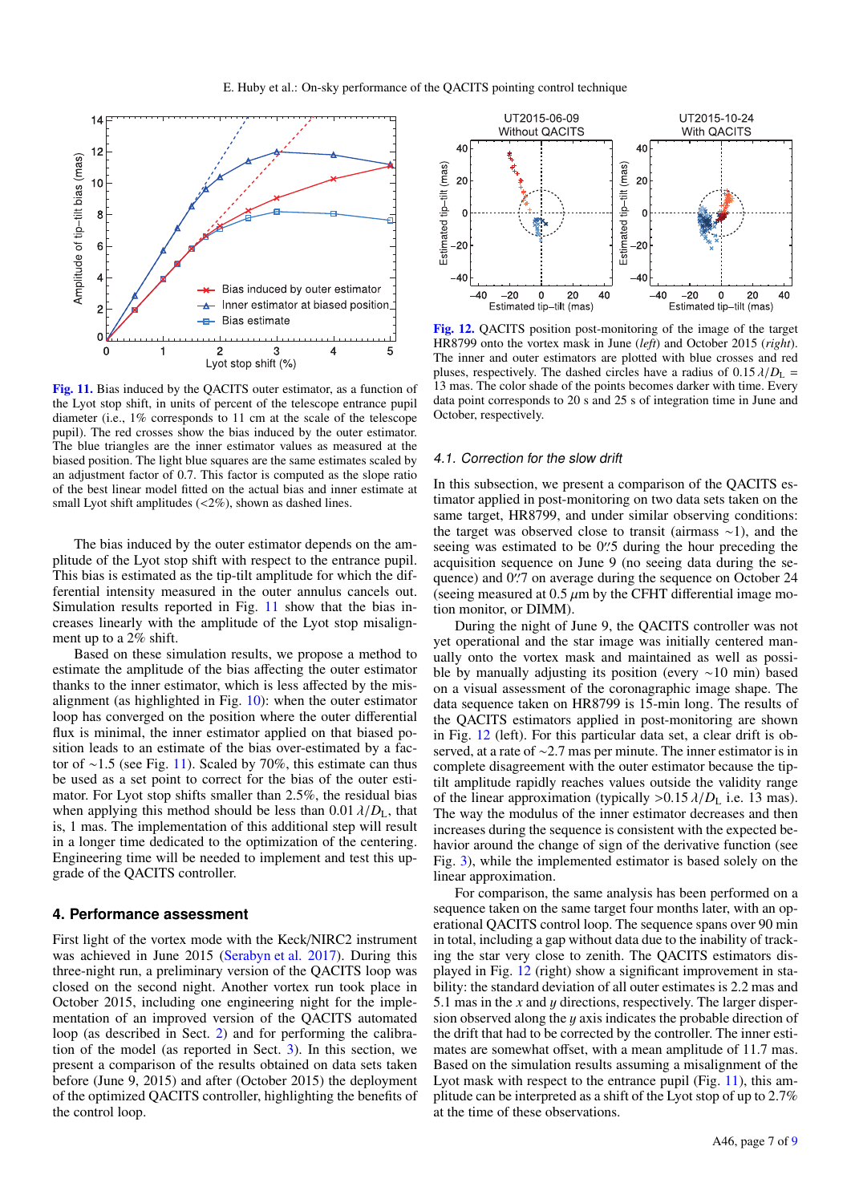Fig. 11. Bias induced by the QACITS outer estimator, as a function of the Lyot stop shift, in units of percent of the telescope entrance pupil diameter (i.e., 1% corresponds to 11 cm at the scale of the telescope pupil). The red crosses show the bias induced by the outer estimator. The blue triangles are the inner estimator values as measured at the biased position. The light blue squares are the same estimates scaled by an adjustment factor of 0.7. This factor is computed as the slope ratio of the best linear model fitted on the actual bias and inner estimate at small Lyot shift amplitudes (<2%), shown as dashed lines.

The bias induced by the outer estimator depends on the amplitude of the Lyot stop shift with respect to the entrance pupil. This bias is estimated as the tip-tilt amplitude for which the differential intensity measured in the outer annulus cancels out. Simulation results reported in Fig. 11 show that the bias increases linearly with the amplitude of the Lyot stop misalignment up to a 2% shift.

Based on these simulation results, we propose a method to estimate the amplitude of the bias affecting the outer estimator thanks to the inner estimator, which is less affected by the misalignment (as highlighted in Fig. 10): when the outer estimator loop has converged on the position where the outer differential flux is minimal, the inner estimator applied on that biased position leads to an estimate of the bias over-estimated by a factor of ∼1.5 (see Fig. 11). Scaled by 70%, this estimate can thus be used as a set point to correct for the bias of the outer estimator. For Lyot stop shifts smaller than 2.5%, the residual bias when applying this method should be less than $0.01\,\lambda/D_{\rm L}$, that is, 1 mas. The implementation of this additional step will result in a longer time dedicated to the optimization of the centering. Engineering time will be needed to implement and test this upgrade of the QACITS controller.

## 4. Performance assessment

First light of the vortex mode with the Keck/NIRC2 instrument was achieved in June 2015 (Serabyn et al. 2017). During this three-night run, a preliminary version of the QACITS loop was closed on the second night. Another vortex run took place in October 2015, including one engineering night for the implementation of an improved version of the QACITS automated loop (as described in Sect. 2) and for performing the calibration of the model (as reported in Sect. 3). In this section, we present a comparison of the results obtained on data sets taken before (June 9, 2015) and after (October 2015) the deployment of the optimized QACITS controller, highlighting the benefits of the control loop.

Fig. 12. QACITS position post-monitoring of the image of the target HR8799 onto the vortex mask in June (*left*) and October 2015 (*right*). The inner and outer estimators are plotted with blue crosses and red pluses, respectively. The dashed circles have a radius of $0.15\,\lambda/D_{\rm L}$ = 13 mas. The color shade of the points becomes darker with time. Every data point corresponds to 20 s and 25 s of integration time in June and October, respectively.

### 4.1. Correction for the slow drift

In this subsection, we present a comparison of the QACITS estimator applied in post-monitoring on two data sets taken on the same target, HR8799, and under similar observing conditions: the target was observed close to transit (airmass ∼1), and the seeing was estimated to be 0$''$.5 during the hour preceding the acquisition sequence on June 9 (no seeing data during the sequence) and 0$''$.7 on average during the sequence on October 24 (seeing measured at 0.5 $\mu$m by the CFHT differential image motion monitor, or DIMM).

During the night of June 9, the QACITS controller was not yet operational and the star image was initially centered manually onto the vortex mask and maintained as well as possible by manually adjusting its position (every ∼10 min) based on a visual assessment of the coronagraphic image shape. The data sequence taken on HR8799 is 15-min long. The results of the QACITS estimators applied in post-monitoring are shown in Fig. 12 (left). For this particular data set, a clear drift is observed, at a rate of ∼2.7 mas per minute. The inner estimator is in complete disagreement with the outer estimator because the tip-tilt amplitude rapidly reaches values outside the validity range of the linear approximation (typically $>0.15\,\lambda/D_{\rm L}$ i.e. 13 mas). The way the modulus of the inner estimator decreases and then increases during the sequence is consistent with the expected behavior around the change of sign of the derivative function (see Fig. 3), while the implemented estimator is based solely on the linear approximation.

For comparison, the same analysis has been performed on a sequence taken on the same target four months later, with an operational QACITS control loop. The sequence spans over 90 min in total, including a gap without data due to the inability of tracking the star very close to zenith. The QACITS estimators displayed in Fig. 12 (right) show a significant improvement in stability: the standard deviation of all outer estimates is 2.2 mas and 5.1 mas in the $x$ and $y$ directions, respectively. The larger dispersion observed along the $y$ axis indicates the probable direction of the drift that had to be corrected by the controller. The inner estimates are somewhat offset, with a mean amplitude of 11.7 mas. Based on the simulation results assuming a misalignment of the Lyot mask with respect to the entrance pupil (Fig. 11), this amplitude can be interpreted as a shift of the Lyot stop of up to 2.7% at the time of these observations.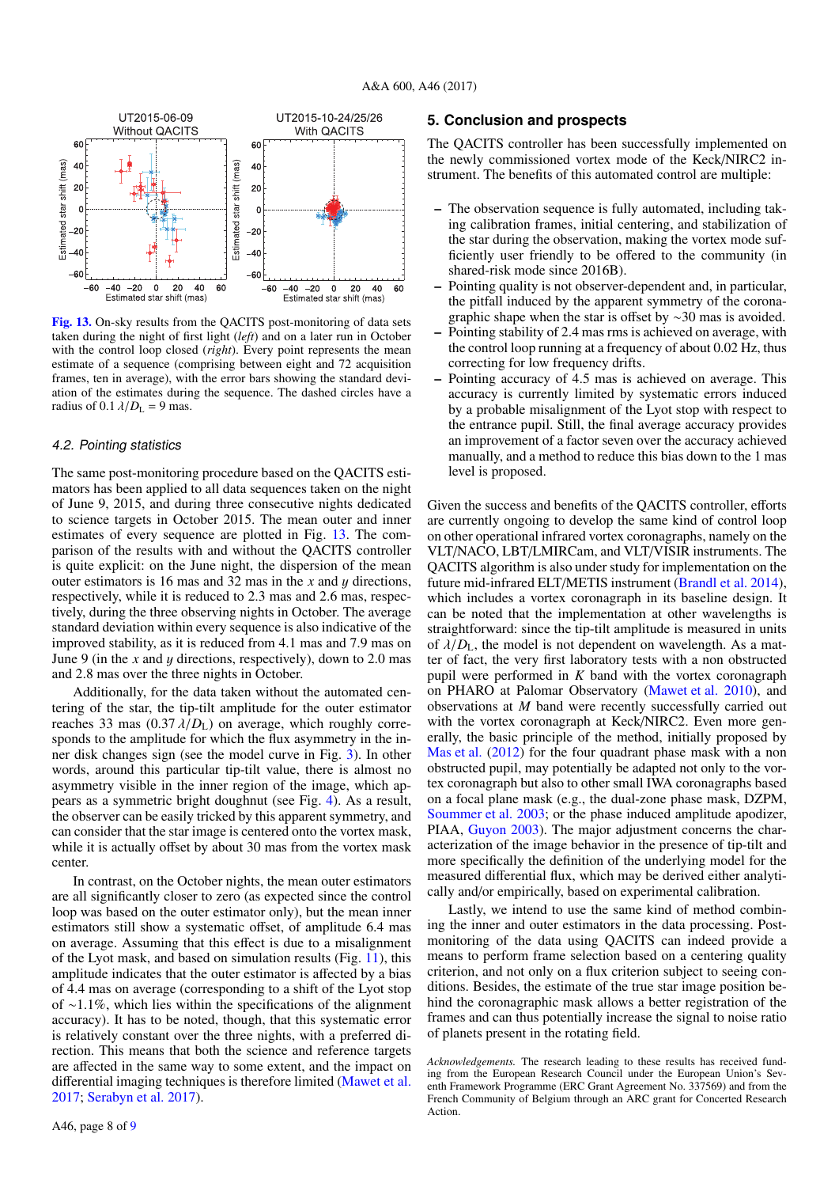Fig. 13. On-sky results from the QACITS post-monitoring of data sets taken during the night of first light (*left*) and on a later run in October with the control loop closed (*right*). Every point represents the mean estimate of a sequence (comprising between eight and 72 acquisition frames, ten in average), with the error bars showing the standard deviation of the estimates during the sequence. The dashed circles have a radius of $0.1\,\lambda/D_{\rm L} = 9$ mas.

### 4.2. Pointing statistics

The same post-monitoring procedure based on the QACITS estimators has been applied to all data sequences taken on the night of June 9, 2015, and during three consecutive nights dedicated to science targets in October 2015. The mean outer and inner estimates of every sequence are plotted in Fig. 13. The comparison of the results with and without the QACITS controller is quite explicit: on the June night, the dispersion of the mean outer estimators is 16 mas and 32 mas in the $x$ and $y$ directions, respectively, while it is reduced to 2.3 mas and 2.6 mas, respectively, during the three observing nights in October. The average standard deviation within every sequence is also indicative of the improved stability, as it is reduced from 4.1 mas and 7.9 mas on June 9 (in the $x$ and $y$ directions, respectively), down to 2.0 mas and 2.8 mas over the three nights in October.

Additionally, for the data taken without the automated centering of the star, the tip-tilt amplitude for the outer estimator reaches 33 mas ($0.37\,\lambda/D_{\rm L}$) on average, which roughly corresponds to the amplitude for which the flux asymmetry in the inner disk changes sign (see the model curve in Fig. 3). In other words, around this particular tip-tilt value, there is almost no asymmetry visible in the inner region of the image, which appears as a symmetric bright doughnut (see Fig. 4). As a result, the observer can be easily tricked by this apparent symmetry, and can consider that the star image is centered onto the vortex mask, while it is actually offset by about 30 mas from the vortex mask center.

In contrast, on the October nights, the mean outer estimators are all significantly closer to zero (as expected since the control loop was based on the outer estimator only), but the mean inner estimators still show a systematic offset, of amplitude 6.4 mas on average. Assuming that this effect is due to a misalignment of the Lyot mask, and based on simulation results (Fig. 11), this amplitude indicates that the outer estimator is affected by a bias of 4.4 mas on average (corresponding to a shift of the Lyot stop of ~1.1%, which lies within the specifications of the alignment accuracy). It has to be noted, though, that this systematic error is relatively constant over the three nights, with a preferred direction. This means that both the science and reference targets are affected in the same way to some extent, and the impact on differential imaging techniques is therefore limited (Mawet et al. 2017; Serabyn et al. 2017).

## 5. Conclusion and prospects

The QACITS controller has been successfully implemented on the newly commissioned vortex mode of the Keck/NIRC2 instrument. The benefits of this automated control are multiple:

- The observation sequence is fully automated, including taking calibration frames, initial centering, and stabilization of the star during the observation, making the vortex mode sufficiently user friendly to be offered to the community (in shared-risk mode since 2016B).
- Pointing quality is not observer-dependent and, in particular, the pitfall induced by the apparent symmetry of the coronagraphic shape when the star is offset by ~30 mas is avoided.
- Pointing stability of 2.4 mas rms is achieved on average, with the control loop running at a frequency of about 0.02 Hz, thus correcting for low frequency drifts.
- Pointing accuracy of 4.5 mas is achieved on average. This accuracy is currently limited by systematic errors induced by a probable misalignment of the Lyot stop with respect to the entrance pupil. Still, the final average accuracy provides an improvement of a factor seven over the accuracy achieved manually, and a method to reduce this bias down to the 1 mas level is proposed.

Given the success and benefits of the QACITS controller, efforts are currently ongoing to develop the same kind of control loop on other operational infrared vortex coronagraphs, namely on the VLT/NACO, LBT/LMIRCam, and VLT/VISIR instruments. The QACITS algorithm is also under study for implementation on the future mid-infrared ELT/METIS instrument (Brandl et al. 2014), which includes a vortex coronagraph in its baseline design. It can be noted that the implementation at other wavelengths is straightforward: since the tip-tilt amplitude is measured in units of $\lambda/D_{\rm L}$, the model is not dependent on wavelength. As a matter of fact, the very first laboratory tests with a non obstructed pupil were performed in $K$ band with the vortex coronagraph on PHARO at Palomar Observatory (Mawet et al. 2010), and observations at $M$ band were recently successfully carried out with the vortex coronagraph at Keck/NIRC2. Even more generally, the basic principle of the method, initially proposed by Mas et al. (2012) for the four quadrant phase mask with a non obstructed pupil, may potentially be adapted not only to the vortex coronagraph but also to other small IWA coronagraphs based on a focal plane mask (e.g., the dual-zone phase mask, DZPM, Soummer et al. 2003; or the phase induced amplitude apodizer, PIAA, Guyon 2003). The major adjustment concerns the characterization of the image behavior in the presence of tip-tilt and more specifically the definition of the underlying model for the measured differential flux, which may be derived either analytically and/or empirically, based on experimental calibration.

Lastly, we intend to use the same kind of method combining the inner and outer estimators in the data processing. Post-monitoring of the data using QACITS can indeed provide a means to perform frame selection based on a centering quality criterion, and not only on a flux criterion subject to seeing conditions. Besides, the estimate of the true star image position behind the coronagraphic mask allows a better registration of the frames and can thus potentially increase the signal to noise ratio of planets present in the rotating field.

*Acknowledgements.* The research leading to these results has received funding from the European Research Council under the European Union's Seventh Framework Programme (ERC Grant Agreement No. 337569) and from the French Community of Belgium through an ARC grant for Concerted Research Action.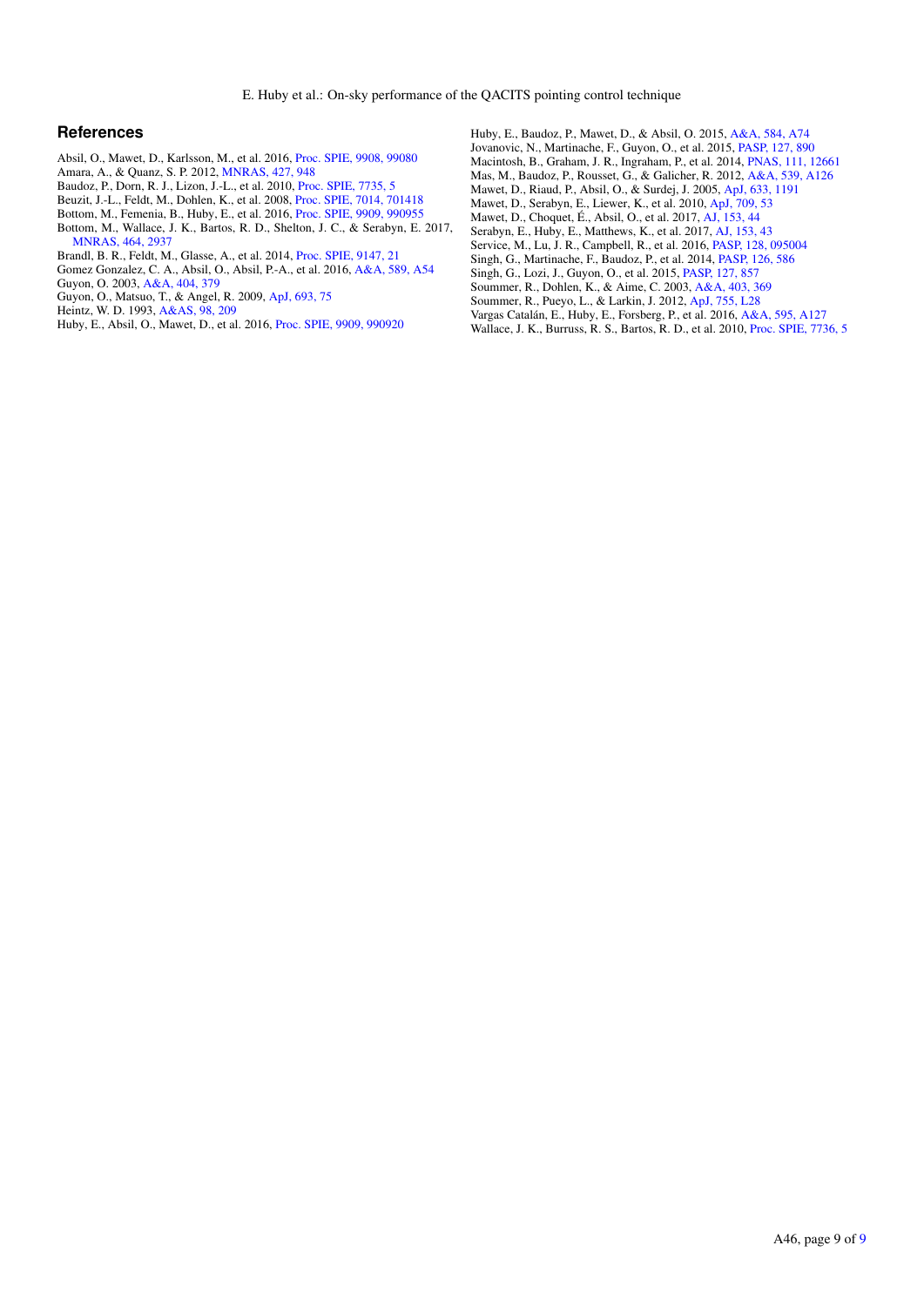## References

Absil, O., Mawet, D., Karlsson, M., et al. 2016, Proc. SPIE, 9908, 99080
Amara, A., & Quanz, S. P. 2012, MNRAS, 427, 948
Baudoz, P., Dorn, R. J., Lizon, J.-L., et al. 2010, Proc. SPIE, 7735, 5
Beuzit, J.-L., Feldt, M., Dohlen, K., et al. 2008, Proc. SPIE, 7014, 701418
Bottom, M., Femenia, B., Huby, E., et al. 2016, Proc. SPIE, 9909, 990955
Bottom, M., Wallace, J. K., Bartos, R. D., Shelton, J. C., & Serabyn, E. 2017, MNRAS, 464, 2937
Brandl, B. R., Feldt, M., Glasse, A., et al. 2014, Proc. SPIE, 9147, 21
Gomez Gonzalez, C. A., Absil, O., Absil, P.-A., et al. 2016, A&A, 589, A54
Guyon, O. 2003, A&A, 404, 379
Guyon, O., Matsuo, T., & Angel, R. 2009, ApJ, 693, 75
Heintz, W. D. 1993, A&AS, 98, 209
Huby, E., Absil, O., Mawet, D., et al. 2016, Proc. SPIE, 9909, 990920
Huby, E., Baudoz, P., Mawet, D., & Absil, O. 2015, A&A, 584, A74
Jovanovic, N., Martinache, F., Guyon, O., et al. 2015, PASP, 127, 890
Macintosh, B., Graham, J. R., Ingraham, P., et al. 2014, PNAS, 111, 12661
Mas, M., Baudoz, P., Rousset, G., & Galicher, R. 2012, A&A, 539, A126
Mawet, D., Riaud, P., Absil, O., & Surdej, J. 2005, ApJ, 633, 1191
Mawet, D., Serabyn, E., Liewer, K., et al. 2010, ApJ, 709, 53
Mawet, D., Choquet, É., Absil, O., et al. 2017, AJ, 153, 44
Serabyn, E., Huby, E., Matthews, K., et al. 2017, AJ, 153, 43
Service, M., Lu, J. R., Campbell, R., et al. 2016, PASP, 128, 095004
Singh, G., Martinache, F., Baudoz, P., et al. 2014, PASP, 126, 586
Singh, G., Lozi, J., Guyon, O., et al. 2015, PASP, 127, 857
Soummer, R., Dohlen, K., & Aime, C. 2003, A&A, 403, 369
Soummer, R., Pueyo, L., & Larkin, J. 2012, ApJ, 755, L28
Vargas Catalán, E., Huby, E., Forsberg, P., et al. 2016, A&A, 595, A127
Wallace, J. K., Burruss, R. S., Bartos, R. D., et al. 2010, Proc. SPIE, 7736, 5